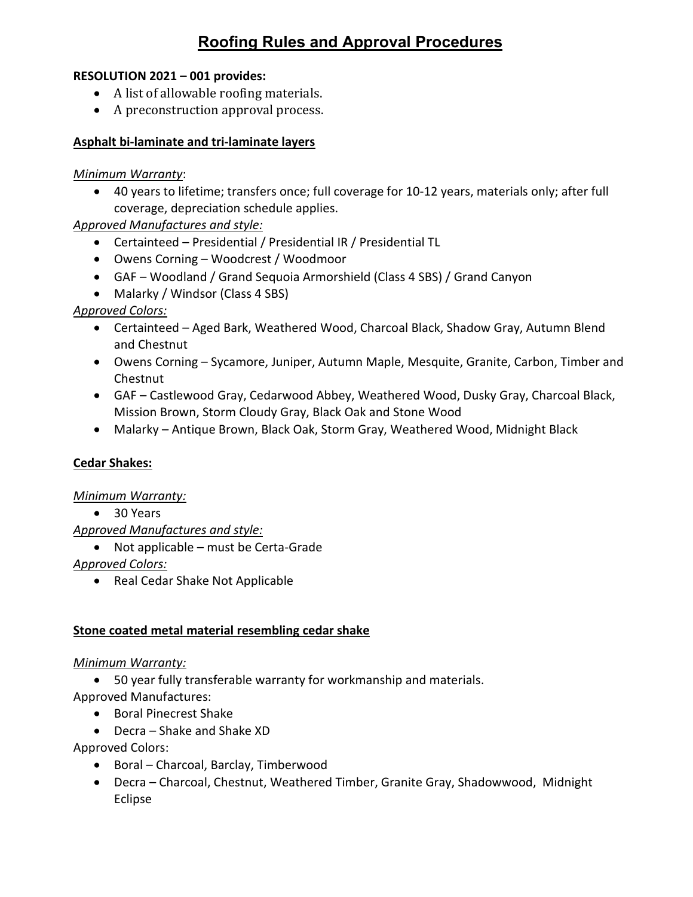# Roofing Rules and Approval Procedures

**RESOLUTION 2021 – 001 provides:**

- A list of allowable roofing materials.
- A preconstruction approval process.

## Asphalt bi-laminate and tri-laminate layers

*Minimum Warranty*:

- 40 years to lifetime; transfers once; full coverage for 10-12 years, materials only; after full coverage, depreciation schedule applies.

*Approved Manufactures and style:*

- Certainteed – Presidential / Presidential IR / Presidential TL
- Owens Corning – Woodcrest / Woodmoor
- GAF – Woodland / Grand Sequoia Armorshield (Class 4 SBS) / Grand Canyon
- Malarky / Windsor (Class 4 SBS)

*Approved Colors:*

- Certainteed – Aged Bark, Weathered Wood, Charcoal Black, Shadow Gray, Autumn Blend and Chestnut
- Owens Corning – Sycamore, Juniper, Autumn Maple, Mesquite, Granite, Carbon, Timber and Chestnut
- GAF – Castlewood Gray, Cedarwood Abbey, Weathered Wood, Dusky Gray, Charcoal Black, Mission Brown, Storm Cloudy Gray, Black Oak and Stone Wood
- Malarky – Antique Brown, Black Oak, Storm Gray, Weathered Wood, Midnight Black

## Cedar Shakes:

*Minimum Warranty:*

- 30 Years

*Approved Manufactures and style:*

- Not applicable – must be Certa-Grade

*Approved Colors:*

- Real Cedar Shake Not Applicable

## Stone coated metal material resembling cedar shake

*Minimum Warranty:*

- 50 year fully transferable warranty for workmanship and materials.

Approved Manufactures:

- Boral Pinecrest Shake
- Decra – Shake and Shake XD

Approved Colors:

- Boral – Charcoal, Barclay, Timberwood
- Decra – Charcoal, Chestnut, Weathered Timber, Granite Gray, Shadowwood, Midnight Eclipse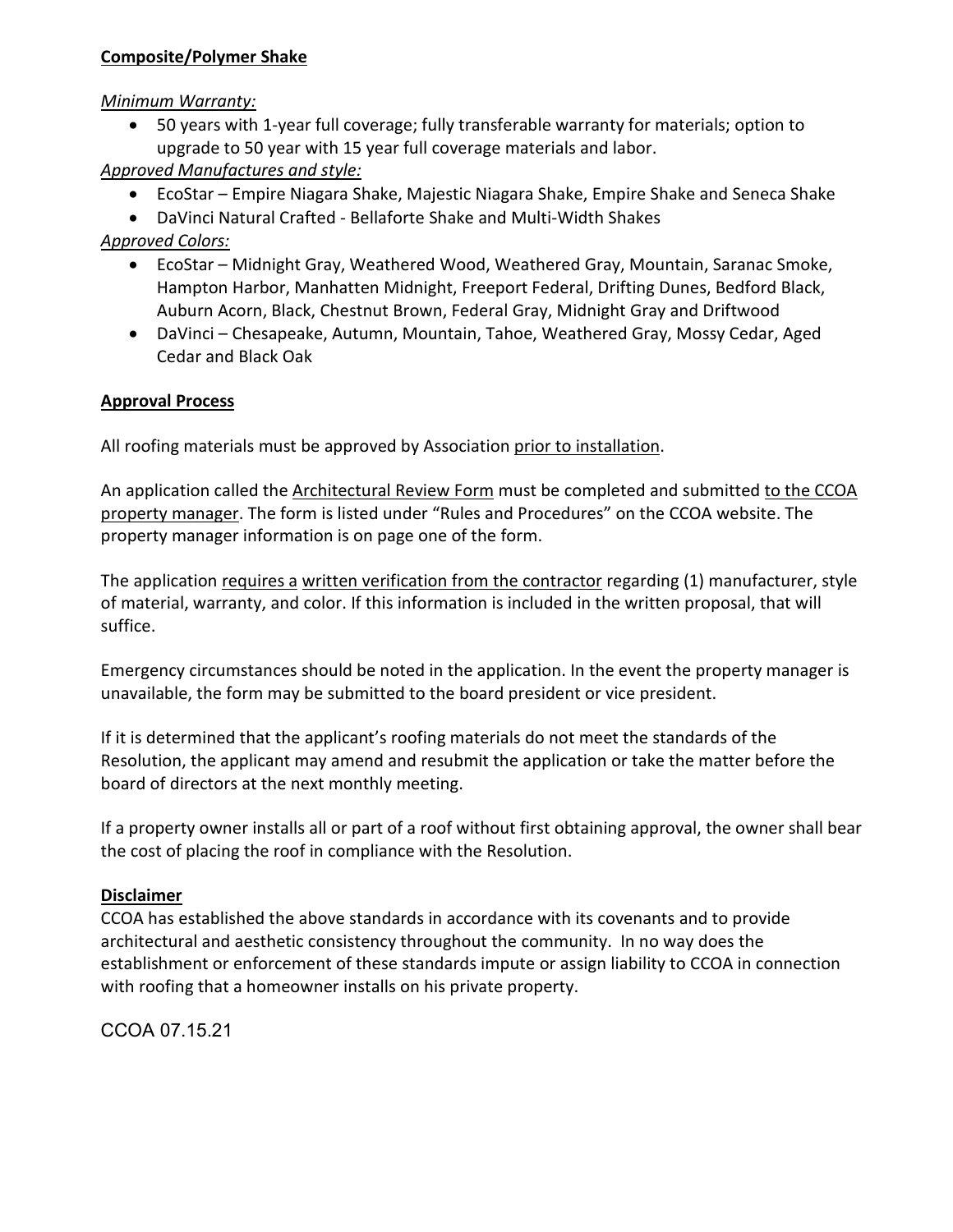**Composite/Polymer Shake**

*Minimum Warranty:*

- 50 years with 1-year full coverage; fully transferable warranty for materials; option to upgrade to 50 year with 15 year full coverage materials and labor.

*Approved Manufactures and style:*

- EcoStar – Empire Niagara Shake, Majestic Niagara Shake, Empire Shake and Seneca Shake
- DaVinci Natural Crafted - Bellaforte Shake and Multi-Width Shakes

*Approved Colors:*

- EcoStar – Midnight Gray, Weathered Wood, Weathered Gray, Mountain, Saranac Smoke, Hampton Harbor, Manhatten Midnight, Freeport Federal, Drifting Dunes, Bedford Black, Auburn Acorn, Black, Chestnut Brown, Federal Gray, Midnight Gray and Driftwood
- DaVinci – Chesapeake, Autumn, Mountain, Tahoe, Weathered Gray, Mossy Cedar, Aged Cedar and Black Oak

**Approval Process**

All roofing materials must be approved by Association prior to installation.

An application called the Architectural Review Form must be completed and submitted to the CCOA property manager. The form is listed under "Rules and Procedures" on the CCOA website. The property manager information is on page one of the form.

The application requires a written verification from the contractor regarding (1) manufacturer, style of material, warranty, and color. If this information is included in the written proposal, that will suffice.

Emergency circumstances should be noted in the application. In the event the property manager is unavailable, the form may be submitted to the board president or vice president.

If it is determined that the applicant's roofing materials do not meet the standards of the Resolution, the applicant may amend and resubmit the application or take the matter before the board of directors at the next monthly meeting.

If a property owner installs all or part of a roof without first obtaining approval, the owner shall bear the cost of placing the roof in compliance with the Resolution.

**Disclaimer**

CCOA has established the above standards in accordance with its covenants and to provide architectural and aesthetic consistency throughout the community. In no way does the establishment or enforcement of these standards impute or assign liability to CCOA in connection with roofing that a homeowner installs on his private property.

CCOA 07.15.21